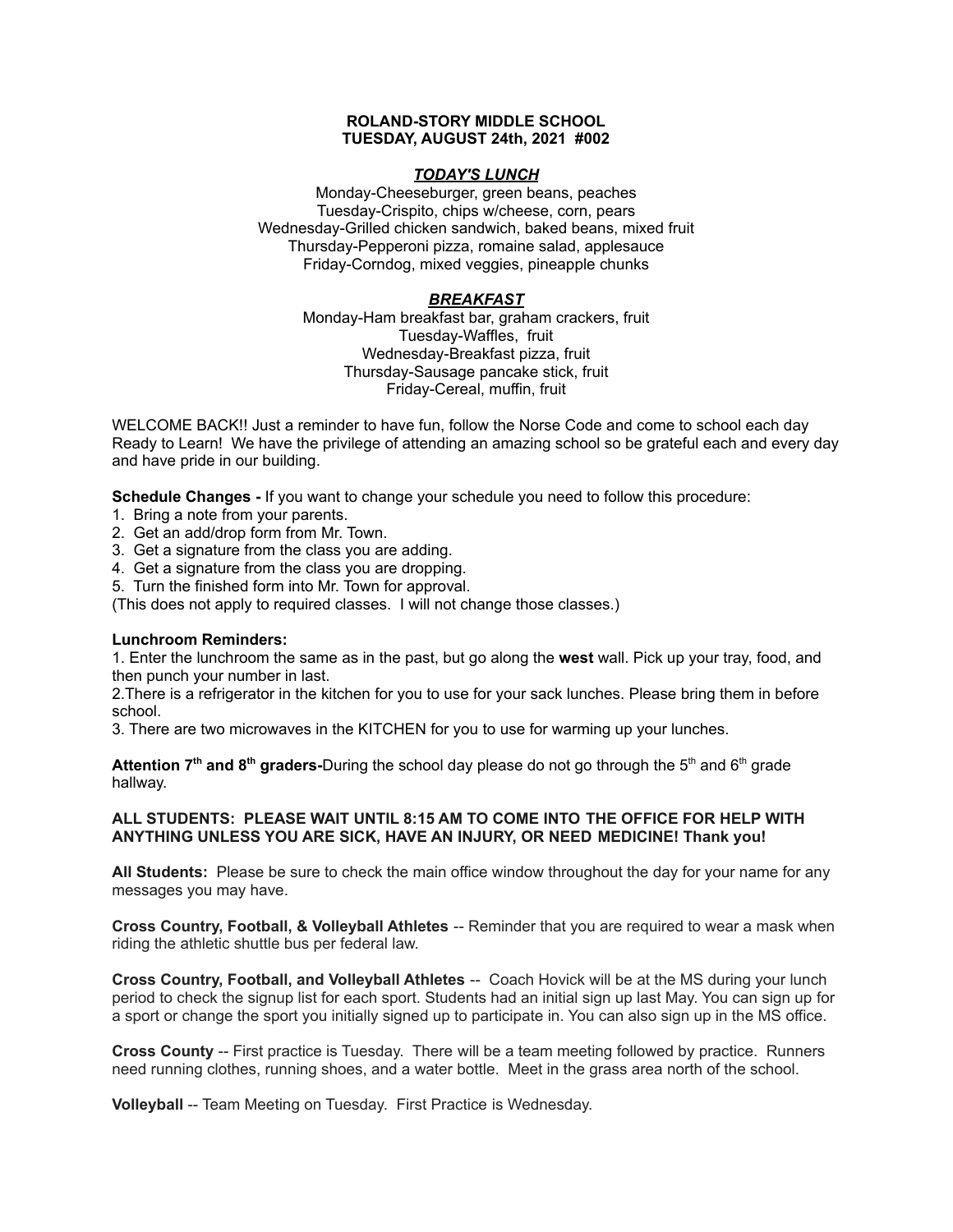**ROLAND-STORY MIDDLE SCHOOL**
**TUESDAY, AUGUST 24th, 2021 #002**

***TODAY'S LUNCH***

Monday-Cheeseburger, green beans, peaches
Tuesday-Crispito, chips w/cheese, corn, pears
Wednesday-Grilled chicken sandwich, baked beans, mixed fruit
Thursday-Pepperoni pizza, romaine salad, applesauce
Friday-Corndog, mixed veggies, pineapple chunks

***BREAKFAST***

Monday-Ham breakfast bar, graham crackers, fruit
Tuesday-Waffles, fruit
Wednesday-Breakfast pizza, fruit
Thursday-Sausage pancake stick, fruit
Friday-Cereal, muffin, fruit

WELCOME BACK!! Just a reminder to have fun, follow the Norse Code and come to school each day Ready to Learn! We have the privilege of attending an amazing school so be grateful each and every day and have pride in our building.

**Schedule Changes -** If you want to change your schedule you need to follow this procedure:

1. Bring a note from your parents.
2. Get an add/drop form from Mr. Town.
3. Get a signature from the class you are adding.
4. Get a signature from the class you are dropping.
5. Turn the finished form into Mr. Town for approval.

(This does not apply to required classes. I will not change those classes.)

**Lunchroom Reminders:**

1. Enter the lunchroom the same as in the past, but go along the **west** wall. Pick up your tray, food, and then punch your number in last.
2. There is a refrigerator in the kitchen for you to use for your sack lunches. Please bring them in before school.
3. There are two microwaves in the KITCHEN for you to use for warming up your lunches.

**Attention 7th and 8th graders-**During the school day please do not go through the 5th and 6th grade hallway.

**ALL STUDENTS: PLEASE WAIT UNTIL 8:15 AM TO COME INTO THE OFFICE FOR HELP WITH ANYTHING UNLESS YOU ARE SICK, HAVE AN INJURY, OR NEED MEDICINE! Thank you!**

**All Students:** Please be sure to check the main office window throughout the day for your name for any messages you may have.

**Cross Country, Football, & Volleyball Athletes** -- Reminder that you are required to wear a mask when riding the athletic shuttle bus per federal law.

**Cross Country, Football, and Volleyball Athletes** -- Coach Hovick will be at the MS during your lunch period to check the signup list for each sport. Students had an initial sign up last May. You can sign up for a sport or change the sport you initially signed up to participate in. You can also sign up in the MS office.

**Cross County** -- First practice is Tuesday. There will be a team meeting followed by practice. Runners need running clothes, running shoes, and a water bottle. Meet in the grass area north of the school.

**Volleyball** -- Team Meeting on Tuesday. First Practice is Wednesday.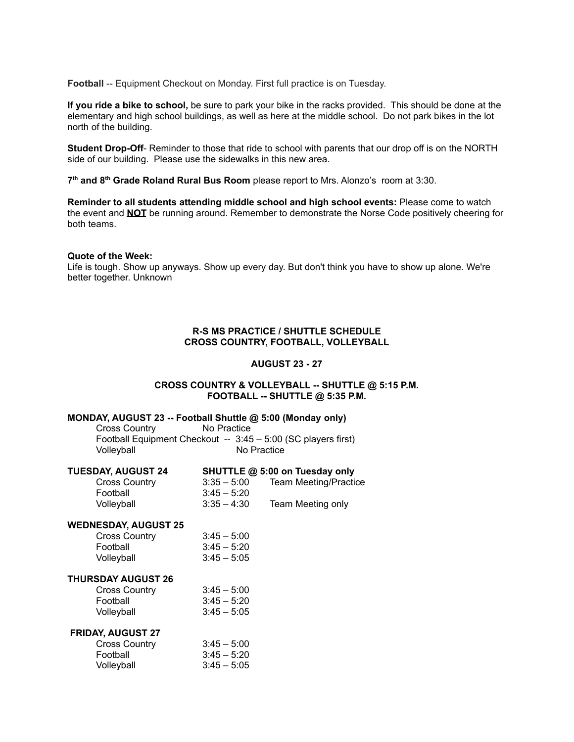**Football** -- Equipment Checkout on Monday. First full practice is on Tuesday.

**If you ride a bike to school,** be sure to park your bike in the racks provided. This should be done at the elementary and high school buildings, as well as here at the middle school. Do not park bikes in the lot north of the building.

**Student Drop-Off**- Reminder to those that ride to school with parents that our drop off is on the NORTH side of our building. Please use the sidewalks in this new area.

**7th and 8th Grade Roland Rural Bus Room** please report to Mrs. Alonzo's room at 3:30.

**Reminder to all students attending middle school and high school events:** Please come to watch the event and **NOT** be running around. Remember to demonstrate the Norse Code positively cheering for both teams.

**Quote of the Week:**
Life is tough. Show up anyways. Show up every day. But don't think you have to show up alone. We're better together. Unknown

**R-S MS PRACTICE / SHUTTLE SCHEDULE**
**CROSS COUNTRY, FOOTBALL, VOLLEYBALL**

**AUGUST 23 - 27**

**CROSS COUNTRY & VOLLEYBALL -- SHUTTLE @ 5:15 P.M.**
**FOOTBALL -- SHUTTLE @ 5:35 P.M.**

**MONDAY, AUGUST 23 -- Football Shuttle @ 5:00 (Monday only)**

Cross Country No Practice
Football Equipment Checkout -- 3:45 – 5:00 (SC players first)
Volleyball No Practice

**TUESDAY, AUGUST 24 SHUTTLE @ 5:00 on Tuesday only**

| | | |
|---|---|---|
| Cross Country | 3:35 – 5:00 | Team Meeting/Practice |
| Football | 3:45 – 5:20 | |
| Volleyball | 3:35 – 4:30 | Team Meeting only |

**WEDNESDAY, AUGUST 25**

| | |
|---|---|
| Cross Country | 3:45 – 5:00 |
| Football | 3:45 – 5:20 |
| Volleyball | 3:45 – 5:05 |

**THURSDAY AUGUST 26**

| | |
|---|---|
| Cross Country | 3:45 – 5:00 |
| Football | 3:45 – 5:20 |
| Volleyball | 3:45 – 5:05 |

**FRIDAY, AUGUST 27**

| | |
|---|---|
| Cross Country | 3:45 – 5:00 |
| Football | 3:45 – 5:20 |
| Volleyball | 3:45 – 5:05 |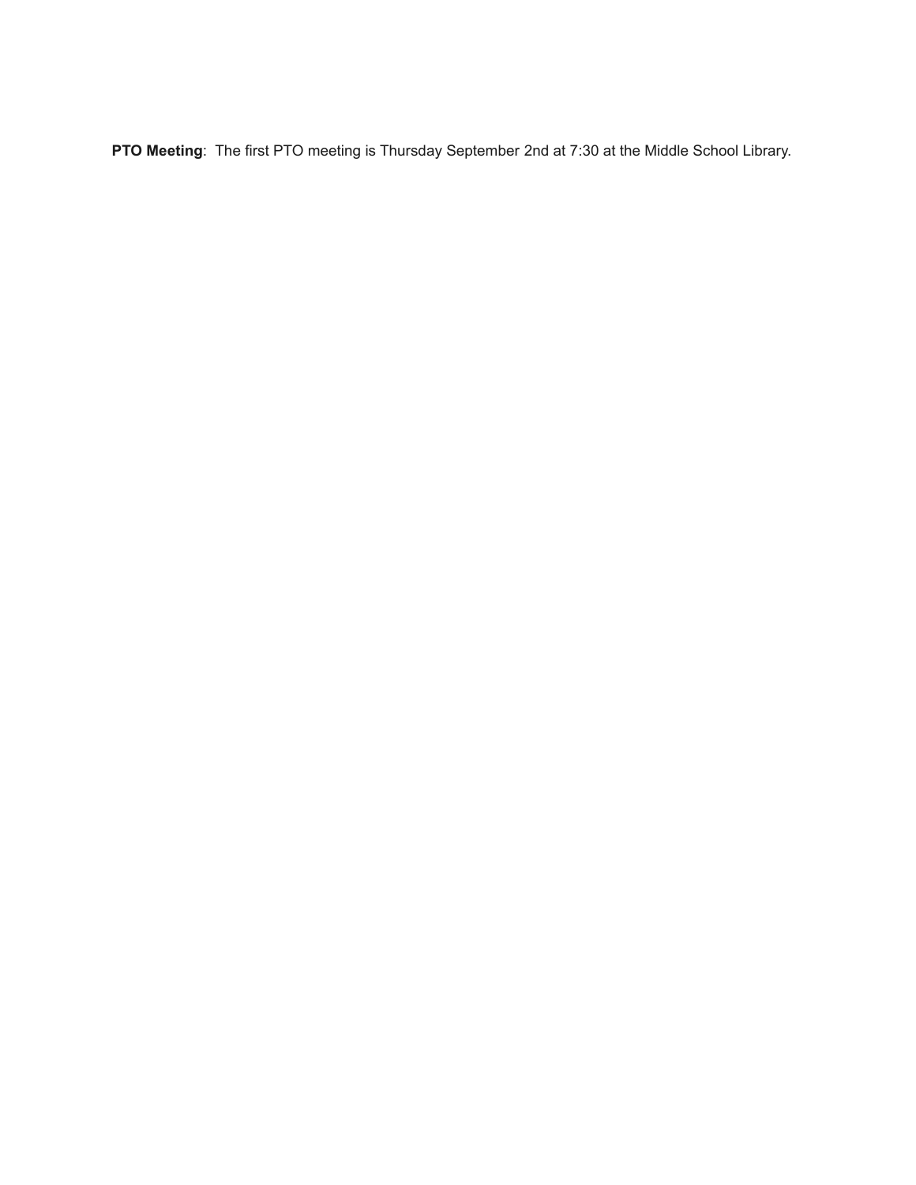**PTO Meeting**: The first PTO meeting is Thursday September 2nd at 7:30 at the Middle School Library.